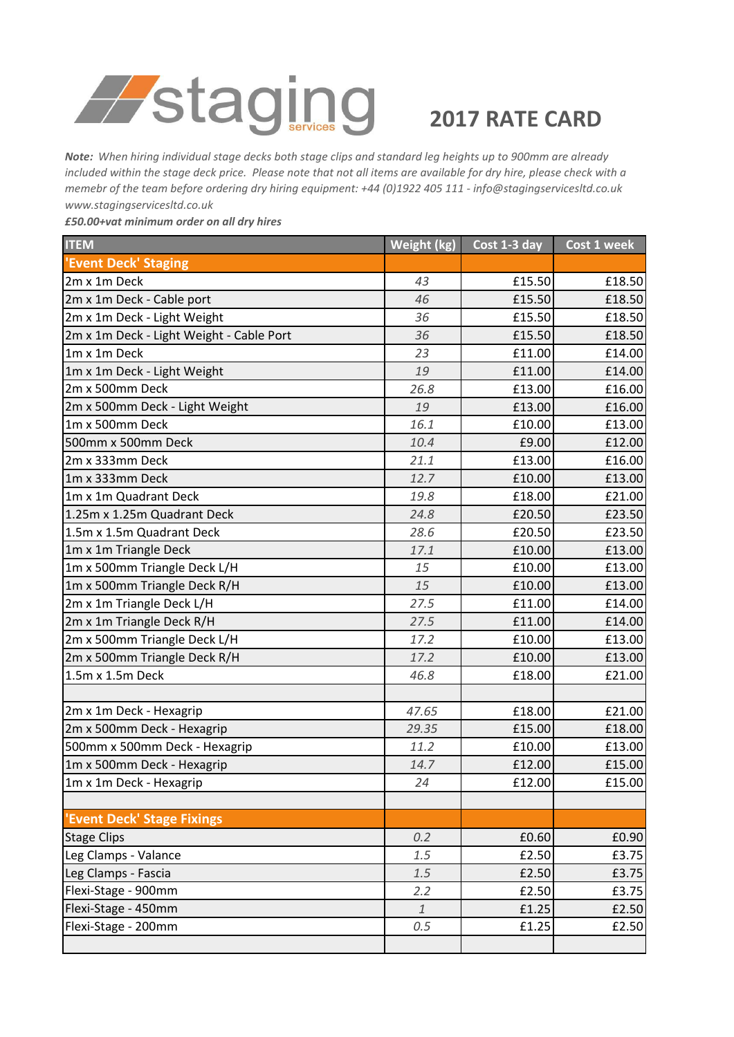# staging services

## 2017 RATE CARD

***Note:** When hiring individual stage decks both stage clips and standard leg heights up to 900mm are already included within the stage deck price. Please note that not all items are available for dry hire, please check with a memebr of the team before ordering dry hiring equipment: +44 (0)1922 405 111 - info@stagingservicesltd.co.uk www.stagingservicesltd.co.uk*

***£50.00+vat minimum order on all dry hires***

| ITEM | Weight (kg) | Cost 1-3 day | Cost 1 week |
|---|---|---|---|
| **'Event Deck' Staging** | | | |
| 2m x 1m Deck | 43 | £15.50 | £18.50 |
| 2m x 1m Deck - Cable port | 46 | £15.50 | £18.50 |
| 2m x 1m Deck - Light Weight | 36 | £15.50 | £18.50 |
| 2m x 1m Deck - Light Weight - Cable Port | 36 | £15.50 | £18.50 |
| 1m x 1m Deck | 23 | £11.00 | £14.00 |
| 1m x 1m Deck - Light Weight | 19 | £11.00 | £14.00 |
| 2m x 500mm Deck | 26.8 | £13.00 | £16.00 |
| 2m x 500mm Deck - Light Weight | 19 | £13.00 | £16.00 |
| 1m x 500mm Deck | 16.1 | £10.00 | £13.00 |
| 500mm x 500mm Deck | 10.4 | £9.00 | £12.00 |
| 2m x 333mm Deck | 21.1 | £13.00 | £16.00 |
| 1m x 333mm Deck | 12.7 | £10.00 | £13.00 |
| 1m x 1m Quadrant Deck | 19.8 | £18.00 | £21.00 |
| 1.25m x 1.25m Quadrant Deck | 24.8 | £20.50 | £23.50 |
| 1.5m x 1.5m Quadrant Deck | 28.6 | £20.50 | £23.50 |
| 1m x 1m Triangle Deck | 17.1 | £10.00 | £13.00 |
| 1m x 500mm Triangle Deck L/H | 15 | £10.00 | £13.00 |
| 1m x 500mm Triangle Deck R/H | 15 | £10.00 | £13.00 |
| 2m x 1m Triangle Deck L/H | 27.5 | £11.00 | £14.00 |
| 2m x 1m Triangle Deck R/H | 27.5 | £11.00 | £14.00 |
| 2m x 500mm Triangle Deck L/H | 17.2 | £10.00 | £13.00 |
| 2m x 500mm Triangle Deck R/H | 17.2 | £10.00 | £13.00 |
| 1.5m x 1.5m Deck | 46.8 | £18.00 | £21.00 |
| | | | |
| 2m x 1m Deck - Hexagrip | 47.65 | £18.00 | £21.00 |
| 2m x 500mm Deck - Hexagrip | 29.35 | £15.00 | £18.00 |
| 500mm x 500mm Deck - Hexagrip | 11.2 | £10.00 | £13.00 |
| 1m x 500mm Deck - Hexagrip | 14.7 | £12.00 | £15.00 |
| 1m x 1m Deck - Hexagrip | 24 | £12.00 | £15.00 |
| | | | |
| **'Event Deck' Stage Fixings** | | | |
| Stage Clips | 0.2 | £0.60 | £0.90 |
| Leg Clamps - Valance | 1.5 | £2.50 | £3.75 |
| Leg Clamps - Fascia | 1.5 | £2.50 | £3.75 |
| Flexi-Stage - 900mm | 2.2 | £2.50 | £3.75 |
| Flexi-Stage - 450mm | 1 | £1.25 | £2.50 |
| Flexi-Stage - 200mm | 0.5 | £1.25 | £2.50 |
| | | | |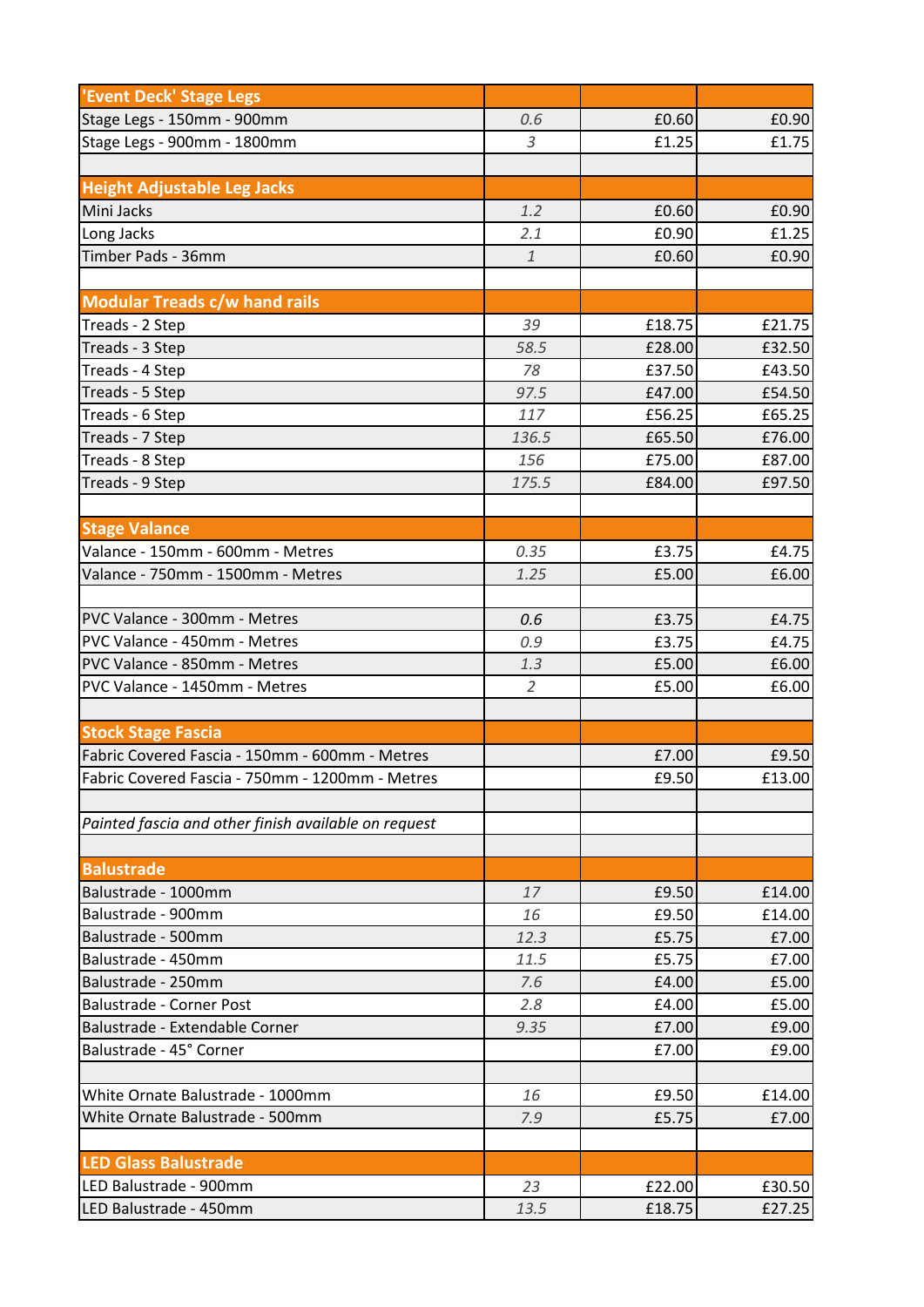| 'Event Deck' Stage Legs | | | |
|---|---|---|---|
| Stage Legs - 150mm - 900mm | *0.6* | £0.60 | £0.90 |
| Stage Legs - 900mm - 1800mm | *3* | £1.25 | £1.75 |
| | | | |
| **Height Adjustable Leg Jacks** | | | |
| Mini Jacks | *1.2* | £0.60 | £0.90 |
| Long Jacks | *2.1* | £0.90 | £1.25 |
| Timber Pads - 36mm | *1* | £0.60 | £0.90 |
| | | | |
| **Modular Treads c/w hand rails** | | | |
| Treads - 2 Step | *39* | £18.75 | £21.75 |
| Treads - 3 Step | *58.5* | £28.00 | £32.50 |
| Treads - 4 Step | *78* | £37.50 | £43.50 |
| Treads - 5 Step | *97.5* | £47.00 | £54.50 |
| Treads - 6 Step | *117* | £56.25 | £65.25 |
| Treads - 7 Step | *136.5* | £65.50 | £76.00 |
| Treads - 8 Step | *156* | £75.00 | £87.00 |
| Treads - 9 Step | *175.5* | £84.00 | £97.50 |
| | | | |
| **Stage Valance** | | | |
| Valance - 150mm - 600mm - Metres | *0.35* | £3.75 | £4.75 |
| Valance - 750mm - 1500mm - Metres | *1.25* | £5.00 | £6.00 |
| | | | |
| PVC Valance - 300mm - Metres | *0.6* | £3.75 | £4.75 |
| PVC Valance - 450mm - Metres | *0.9* | £3.75 | £4.75 |
| PVC Valance - 850mm - Metres | *1.3* | £5.00 | £6.00 |
| PVC Valance - 1450mm - Metres | *2* | £5.00 | £6.00 |
| | | | |
| **Stock Stage Fascia** | | | |
| Fabric Covered Fascia - 150mm - 600mm - Metres | | £7.00 | £9.50 |
| Fabric Covered Fascia - 750mm - 1200mm - Metres | | £9.50 | £13.00 |
| | | | |
| *Painted fascia and other finish available on request* | | | |
| | | | |
| **Balustrade** | | | |
| Balustrade - 1000mm | *17* | £9.50 | £14.00 |
| Balustrade - 900mm | *16* | £9.50 | £14.00 |
| Balustrade - 500mm | *12.3* | £5.75 | £7.00 |
| Balustrade - 450mm | *11.5* | £5.75 | £7.00 |
| Balustrade - 250mm | *7.6* | £4.00 | £5.00 |
| Balustrade - Corner Post | *2.8* | £4.00 | £5.00 |
| Balustrade - Extendable Corner | *9.35* | £7.00 | £9.00 |
| Balustrade - 45° Corner | | £7.00 | £9.00 |
| | | | |
| White Ornate Balustrade - 1000mm | *16* | £9.50 | £14.00 |
| White Ornate Balustrade - 500mm | *7.9* | £5.75 | £7.00 |
| | | | |
| **LED Glass Balustrade** | | | |
| LED Balustrade - 900mm | *23* | £22.00 | £30.50 |
| LED Balustrade - 450mm | *13.5* | £18.75 | £27.25 |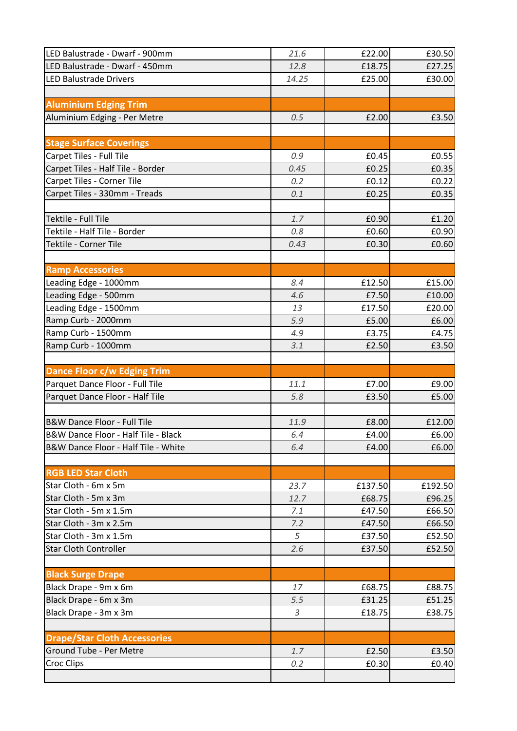| | | | |
|---|---|---|---|
| LED Balustrade - Dwarf - 900mm | 21.6 | £22.00 | £30.50 |
| LED Balustrade - Dwarf - 450mm | 12.8 | £18.75 | £27.25 |
| LED Balustrade Drivers | 14.25 | £25.00 | £30.00 |
| | | | |
| **Aluminium Edging Trim** | | | |
| Aluminium Edging - Per Metre | 0.5 | £2.00 | £3.50 |
| | | | |
| **Stage Surface Coverings** | | | |
| Carpet Tiles - Full Tile | 0.9 | £0.45 | £0.55 |
| Carpet Tiles - Half Tile - Border | 0.45 | £0.25 | £0.35 |
| Carpet Tiles - Corner Tile | 0.2 | £0.12 | £0.22 |
| Carpet Tiles - 330mm - Treads | 0.1 | £0.25 | £0.35 |
| | | | |
| Tektile - Full Tile | 1.7 | £0.90 | £1.20 |
| Tektile - Half Tile - Border | 0.8 | £0.60 | £0.90 |
| Tektile - Corner Tile | 0.43 | £0.30 | £0.60 |
| | | | |
| **Ramp Accessories** | | | |
| Leading Edge - 1000mm | 8.4 | £12.50 | £15.00 |
| Leading Edge - 500mm | 4.6 | £7.50 | £10.00 |
| Leading Edge - 1500mm | 13 | £17.50 | £20.00 |
| Ramp Curb - 2000mm | 5.9 | £5.00 | £6.00 |
| Ramp Curb - 1500mm | 4.9 | £3.75 | £4.75 |
| Ramp Curb - 1000mm | 3.1 | £2.50 | £3.50 |
| | | | |
| **Dance Floor c/w Edging Trim** | | | |
| Parquet Dance Floor - Full Tile | 11.1 | £7.00 | £9.00 |
| Parquet Dance Floor - Half Tile | 5.8 | £3.50 | £5.00 |
| | | | |
| B&W Dance Floor - Full Tile | 11.9 | £8.00 | £12.00 |
| B&W Dance Floor - Half Tile - Black | 6.4 | £4.00 | £6.00 |
| B&W Dance Floor - Half Tile - White | 6.4 | £4.00 | £6.00 |
| | | | |
| **RGB LED Star Cloth** | | | |
| Star Cloth - 6m x 5m | 23.7 | £137.50 | £192.50 |
| Star Cloth - 5m x 3m | 12.7 | £68.75 | £96.25 |
| Star Cloth - 5m x 1.5m | 7.1 | £47.50 | £66.50 |
| Star Cloth - 3m x 2.5m | 7.2 | £47.50 | £66.50 |
| Star Cloth - 3m x 1.5m | 5 | £37.50 | £52.50 |
| Star Cloth Controller | 2.6 | £37.50 | £52.50 |
| | | | |
| **Black Surge Drape** | | | |
| Black Drape - 9m x 6m | 17 | £68.75 | £88.75 |
| Black Drape - 6m x 3m | 5.5 | £31.25 | £51.25 |
| Black Drape - 3m x 3m | 3 | £18.75 | £38.75 |
| | | | |
| **Drape/Star Cloth Accessories** | | | |
| Ground Tube - Per Metre | 1.7 | £2.50 | £3.50 |
| Croc Clips | 0.2 | £0.30 | £0.40 |
| | | | |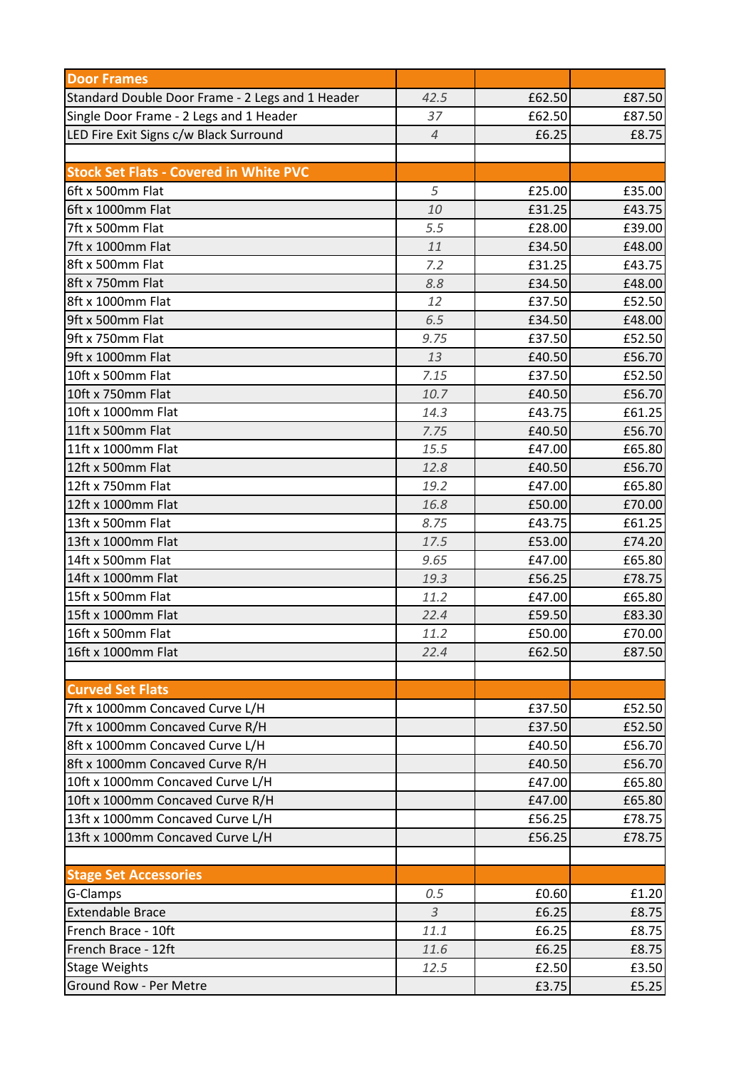| Door Frames | | | |
|---|---|---|---|
| Standard Double Door Frame - 2 Legs and 1 Header | *42.5* | £62.50 | £87.50 |
| Single Door Frame - 2 Legs and 1 Header | *37* | £62.50 | £87.50 |
| LED Fire Exit Signs c/w Black Surround | *4* | £6.25 | £8.75 |
| | | | |
| **Stock Set Flats - Covered in White PVC** | | | |
| 6ft x 500mm Flat | *5* | £25.00 | £35.00 |
| 6ft x 1000mm Flat | *10* | £31.25 | £43.75 |
| 7ft x 500mm Flat | *5.5* | £28.00 | £39.00 |
| 7ft x 1000mm Flat | *11* | £34.50 | £48.00 |
| 8ft x 500mm Flat | *7.2* | £31.25 | £43.75 |
| 8ft x 750mm Flat | *8.8* | £34.50 | £48.00 |
| 8ft x 1000mm Flat | *12* | £37.50 | £52.50 |
| 9ft x 500mm Flat | *6.5* | £34.50 | £48.00 |
| 9ft x 750mm Flat | *9.75* | £37.50 | £52.50 |
| 9ft x 1000mm Flat | *13* | £40.50 | £56.70 |
| 10ft x 500mm Flat | *7.15* | £37.50 | £52.50 |
| 10ft x 750mm Flat | *10.7* | £40.50 | £56.70 |
| 10ft x 1000mm Flat | *14.3* | £43.75 | £61.25 |
| 11ft x 500mm Flat | *7.75* | £40.50 | £56.70 |
| 11ft x 1000mm Flat | *15.5* | £47.00 | £65.80 |
| 12ft x 500mm Flat | *12.8* | £40.50 | £56.70 |
| 12ft x 750mm Flat | *19.2* | £47.00 | £65.80 |
| 12ft x 1000mm Flat | *16.8* | £50.00 | £70.00 |
| 13ft x 500mm Flat | *8.75* | £43.75 | £61.25 |
| 13ft x 1000mm Flat | *17.5* | £53.00 | £74.20 |
| 14ft x 500mm Flat | *9.65* | £47.00 | £65.80 |
| 14ft x 1000mm Flat | *19.3* | £56.25 | £78.75 |
| 15ft x 500mm Flat | *11.2* | £47.00 | £65.80 |
| 15ft x 1000mm Flat | *22.4* | £59.50 | £83.30 |
| 16ft x 500mm Flat | *11.2* | £50.00 | £70.00 |
| 16ft x 1000mm Flat | *22.4* | £62.50 | £87.50 |
| | | | |
| **Curved Set Flats** | | | |
| 7ft x 1000mm Concaved Curve L/H | | £37.50 | £52.50 |
| 7ft x 1000mm Concaved Curve R/H | | £37.50 | £52.50 |
| 8ft x 1000mm Concaved Curve L/H | | £40.50 | £56.70 |
| 8ft x 1000mm Concaved Curve R/H | | £40.50 | £56.70 |
| 10ft x 1000mm Concaved Curve L/H | | £47.00 | £65.80 |
| 10ft x 1000mm Concaved Curve R/H | | £47.00 | £65.80 |
| 13ft x 1000mm Concaved Curve L/H | | £56.25 | £78.75 |
| 13ft x 1000mm Concaved Curve L/H | | £56.25 | £78.75 |
| | | | |
| **Stage Set Accessories** | | | |
| G-Clamps | *0.5* | £0.60 | £1.20 |
| Extendable Brace | *3* | £6.25 | £8.75 |
| French Brace - 10ft | *11.1* | £6.25 | £8.75 |
| French Brace - 12ft | *11.6* | £6.25 | £8.75 |
| Stage Weights | *12.5* | £2.50 | £3.50 |
| Ground Row - Per Metre | | £3.75 | £5.25 |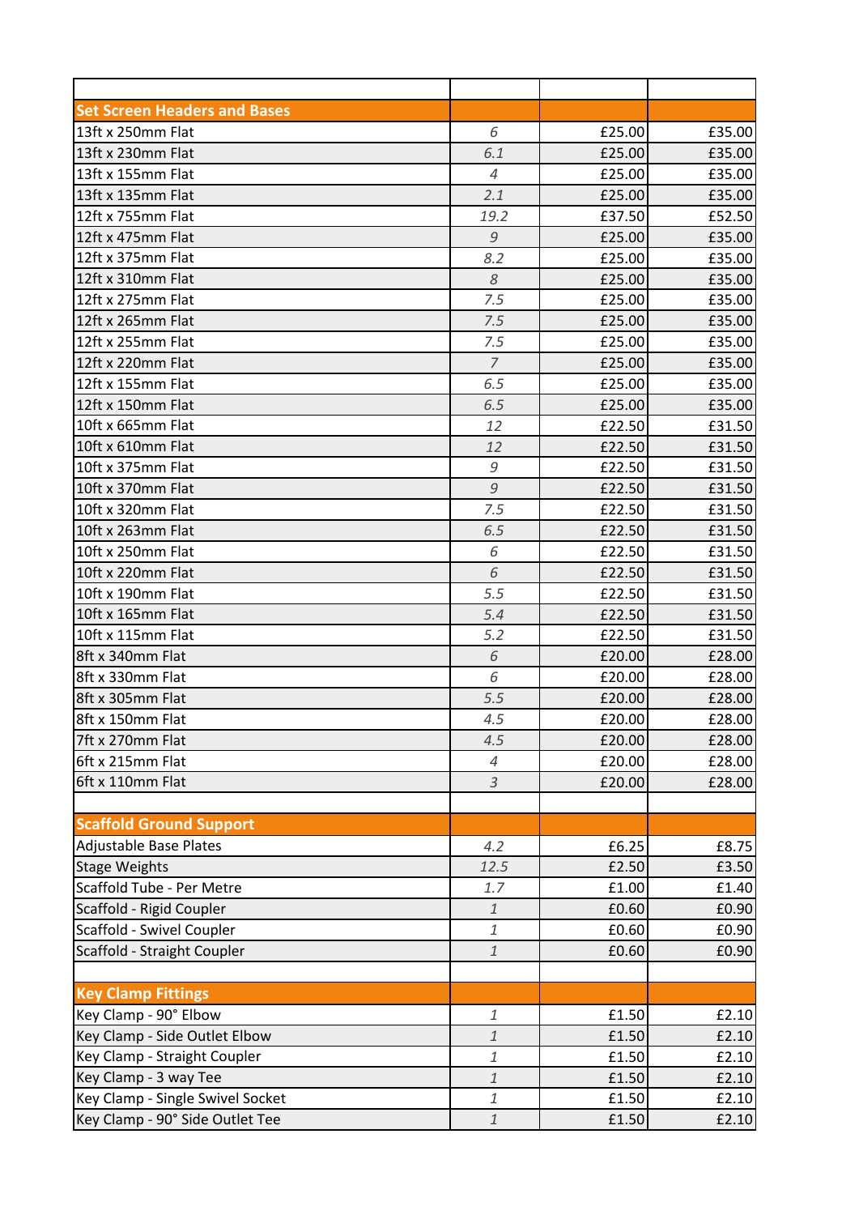| | | | |
|---|---|---|---|
| **Set Screen Headers and Bases** | | | |
| 13ft x 250mm Flat | *6* | £25.00 | £35.00 |
| 13ft x 230mm Flat | *6.1* | £25.00 | £35.00 |
| 13ft x 155mm Flat | *4* | £25.00 | £35.00 |
| 13ft x 135mm Flat | *2.1* | £25.00 | £35.00 |
| 12ft x 755mm Flat | *19.2* | £37.50 | £52.50 |
| 12ft x 475mm Flat | *9* | £25.00 | £35.00 |
| 12ft x 375mm Flat | *8.2* | £25.00 | £35.00 |
| 12ft x 310mm Flat | *8* | £25.00 | £35.00 |
| 12ft x 275mm Flat | *7.5* | £25.00 | £35.00 |
| 12ft x 265mm Flat | *7.5* | £25.00 | £35.00 |
| 12ft x 255mm Flat | *7.5* | £25.00 | £35.00 |
| 12ft x 220mm Flat | *7* | £25.00 | £35.00 |
| 12ft x 155mm Flat | *6.5* | £25.00 | £35.00 |
| 12ft x 150mm Flat | *6.5* | £25.00 | £35.00 |
| 10ft x 665mm Flat | *12* | £22.50 | £31.50 |
| 10ft x 610mm Flat | *12* | £22.50 | £31.50 |
| 10ft x 375mm Flat | *9* | £22.50 | £31.50 |
| 10ft x 370mm Flat | *9* | £22.50 | £31.50 |
| 10ft x 320mm Flat | *7.5* | £22.50 | £31.50 |
| 10ft x 263mm Flat | *6.5* | £22.50 | £31.50 |
| 10ft x 250mm Flat | *6* | £22.50 | £31.50 |
| 10ft x 220mm Flat | *6* | £22.50 | £31.50 |
| 10ft x 190mm Flat | *5.5* | £22.50 | £31.50 |
| 10ft x 165mm Flat | *5.4* | £22.50 | £31.50 |
| 10ft x 115mm Flat | *5.2* | £22.50 | £31.50 |
| 8ft x 340mm Flat | *6* | £20.00 | £28.00 |
| 8ft x 330mm Flat | *6* | £20.00 | £28.00 |
| 8ft x 305mm Flat | *5.5* | £20.00 | £28.00 |
| 8ft x 150mm Flat | *4.5* | £20.00 | £28.00 |
| 7ft x 270mm Flat | *4.5* | £20.00 | £28.00 |
| 6ft x 215mm Flat | *4* | £20.00 | £28.00 |
| 6ft x 110mm Flat | *3* | £20.00 | £28.00 |
| | | | |
| **Scaffold Ground Support** | | | |
| Adjustable Base Plates | *4.2* | £6.25 | £8.75 |
| Stage Weights | *12.5* | £2.50 | £3.50 |
| Scaffold Tube - Per Metre | *1.7* | £1.00 | £1.40 |
| Scaffold - Rigid Coupler | *1* | £0.60 | £0.90 |
| Scaffold - Swivel Coupler | *1* | £0.60 | £0.90 |
| Scaffold - Straight Coupler | *1* | £0.60 | £0.90 |
| | | | |
| **Key Clamp Fittings** | | | |
| Key Clamp - 90° Elbow | *1* | £1.50 | £2.10 |
| Key Clamp - Side Outlet Elbow | *1* | £1.50 | £2.10 |
| Key Clamp - Straight Coupler | *1* | £1.50 | £2.10 |
| Key Clamp - 3 way Tee | *1* | £1.50 | £2.10 |
| Key Clamp - Single Swivel Socket | *1* | £1.50 | £2.10 |
| Key Clamp - 90° Side Outlet Tee | *1* | £1.50 | £2.10 |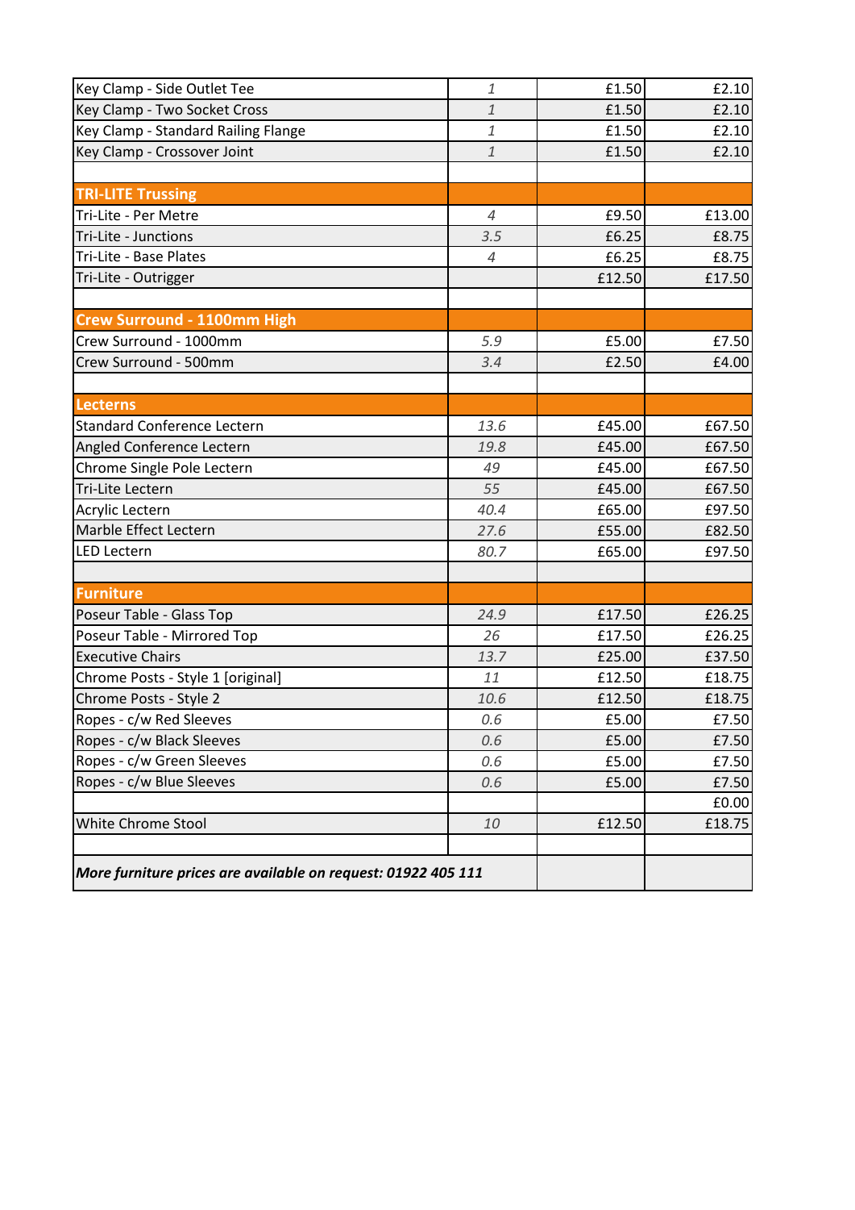| | | | |
|---|---|---|---|
| Key Clamp - Side Outlet Tee | *1* | £1.50 | £2.10 |
| Key Clamp - Two Socket Cross | *1* | £1.50 | £2.10 |
| Key Clamp - Standard Railing Flange | *1* | £1.50 | £2.10 |
| Key Clamp - Crossover Joint | *1* | £1.50 | £2.10 |
| | | | |
| **TRI-LITE Trussing** | | | |
| Tri-Lite - Per Metre | *4* | £9.50 | £13.00 |
| Tri-Lite - Junctions | *3.5* | £6.25 | £8.75 |
| Tri-Lite - Base Plates | *4* | £6.25 | £8.75 |
| Tri-Lite - Outrigger | | £12.50 | £17.50 |
| | | | |
| **Crew Surround - 1100mm High** | | | |
| Crew Surround - 1000mm | *5.9* | £5.00 | £7.50 |
| Crew Surround - 500mm | *3.4* | £2.50 | £4.00 |
| | | | |
| **Lecterns** | | | |
| Standard Conference Lectern | *13.6* | £45.00 | £67.50 |
| Angled Conference Lectern | *19.8* | £45.00 | £67.50 |
| Chrome Single Pole Lectern | *49* | £45.00 | £67.50 |
| Tri-Lite Lectern | *55* | £45.00 | £67.50 |
| Acrylic Lectern | *40.4* | £65.00 | £97.50 |
| Marble Effect Lectern | *27.6* | £55.00 | £82.50 |
| LED Lectern | *80.7* | £65.00 | £97.50 |
| | | | |
| **Furniture** | | | |
| Poseur Table - Glass Top | *24.9* | £17.50 | £26.25 |
| Poseur Table - Mirrored Top | *26* | £17.50 | £26.25 |
| Executive Chairs | *13.7* | £25.00 | £37.50 |
| Chrome Posts - Style 1 [original] | *11* | £12.50 | £18.75 |
| Chrome Posts - Style 2 | *10.6* | £12.50 | £18.75 |
| Ropes - c/w Red Sleeves | *0.6* | £5.00 | £7.50 |
| Ropes - c/w Black Sleeves | *0.6* | £5.00 | £7.50 |
| Ropes - c/w Green Sleeves | *0.6* | £5.00 | £7.50 |
| Ropes - c/w Blue Sleeves | *0.6* | £5.00 | £7.50 |
| | | | £0.00 |
| White Chrome Stool | *10* | £12.50 | £18.75 |
| | | | |
| ***More furniture prices are available on request: 01922 405 111*** | | | |